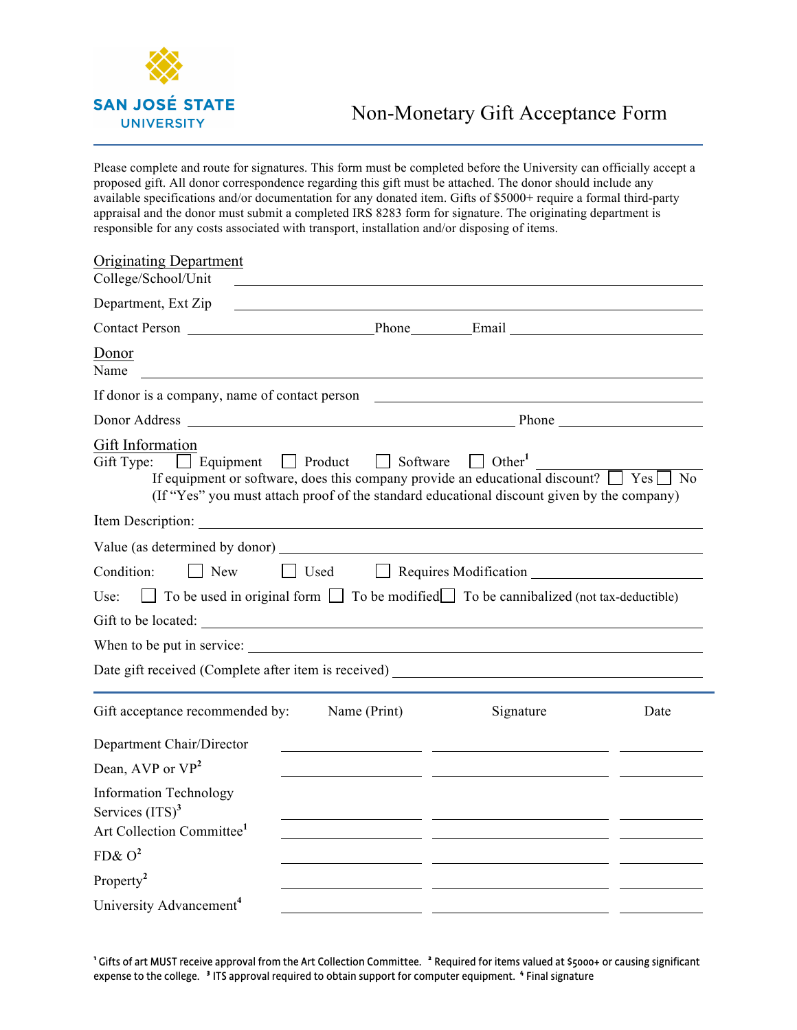SAN JOSÉ STATE UNIVERSITY

# Non-Monetary Gift Acceptance Form

Please complete and route for signatures. This form must be completed before the University can officially accept a proposed gift. All donor correspondence regarding this gift must be attached. The donor should include any available specifications and/or documentation for any donated item. Gifts of $5000+ require a formal third-party appraisal and the donor must submit a completed IRS 8283 form for signature. The originating department is responsible for any costs associated with transport, installation and/or disposing of items.

## Originating Department

College/School/Unit ______________________________

Department, Ext Zip ______________________________

Contact Person ____________________ Phone ________ Email ____________________

## Donor

Name ______________________________

If donor is a company, name of contact person ______________________________

Donor Address ______________________________ Phone ____________________

## Gift Information

Gift Type: ☐ Equipment ☐ Product ☐ Software ☐ Other[1] ____________________

If equipment or software, does this company provide an educational discount? ☐ Yes ☐ No

(If "Yes" you must attach proof of the standard educational discount given by the company)

Item Description: ______________________________

Value (as determined by donor) ______________________________

Condition: ☐ New ☐ Used ☐ Requires Modification ____________________

Use: ☐ To be used in original form ☐ To be modified ☐ To be cannibalized (not tax-deductible)

Gift to be located: ______________________________

When to be put in service: ______________________________

Date gift received (Complete after item is received) ______________________________

| Gift acceptance recommended by: | Name (Print) | Signature | Date |
|---|---|---|---|
| Department Chair/Director | | | |
| Dean, AVP or VP[2] | | | |
| Information Technology Services (ITS)[3] | | | |
| Art Collection Committee[1] | | | |
| FD& O[2] | | | |
| Property[2] | | | |
| University Advancement[4] | | | |

[1] Gifts of art MUST receive approval from the Art Collection Committee. [2] Required for items valued at $5000+ or causing significant expense to the college. [3] ITS approval required to obtain support for computer equipment. [4] Final signature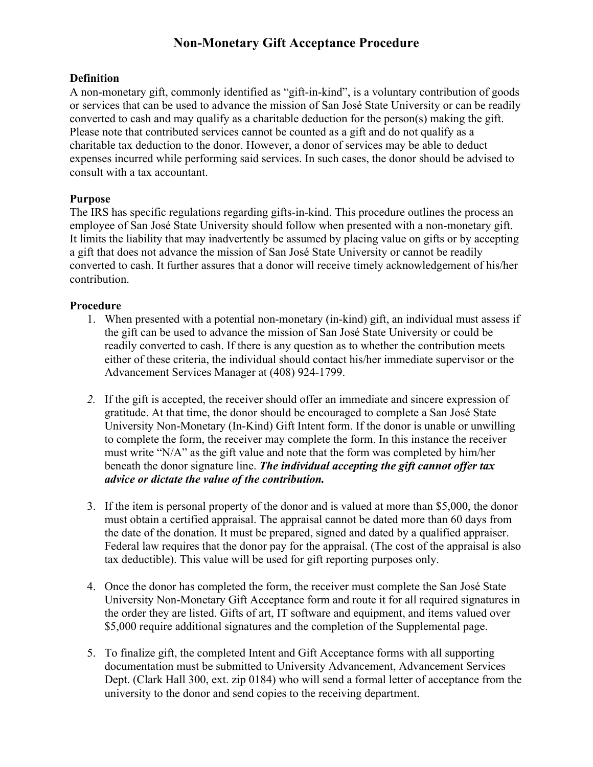# Non-Monetary Gift Acceptance Procedure

**Definition**

A non-monetary gift, commonly identified as "gift-in-kind", is a voluntary contribution of goods or services that can be used to advance the mission of San José State University or can be readily converted to cash and may qualify as a charitable deduction for the person(s) making the gift. Please note that contributed services cannot be counted as a gift and do not qualify as a charitable tax deduction to the donor. However, a donor of services may be able to deduct expenses incurred while performing said services. In such cases, the donor should be advised to consult with a tax accountant.

**Purpose**

The IRS has specific regulations regarding gifts-in-kind. This procedure outlines the process an employee of San José State University should follow when presented with a non-monetary gift. It limits the liability that may inadvertently be assumed by placing value on gifts or by accepting a gift that does not advance the mission of San José State University or cannot be readily converted to cash. It further assures that a donor will receive timely acknowledgement of his/her contribution.

**Procedure**

1. When presented with a potential non-monetary (in-kind) gift, an individual must assess if the gift can be used to advance the mission of San José State University or could be readily converted to cash. If there is any question as to whether the contribution meets either of these criteria, the individual should contact his/her immediate supervisor or the Advancement Services Manager at (408) 924-1799.

2. If the gift is accepted, the receiver should offer an immediate and sincere expression of gratitude. At that time, the donor should be encouraged to complete a San José State University Non-Monetary (In-Kind) Gift Intent form. If the donor is unable or unwilling to complete the form, the receiver may complete the form. In this instance the receiver must write "N/A" as the gift value and note that the form was completed by him/her beneath the donor signature line. ***The individual accepting the gift cannot offer tax advice or dictate the value of the contribution.***

3. If the item is personal property of the donor and is valued at more than $5,000, the donor must obtain a certified appraisal. The appraisal cannot be dated more than 60 days from the date of the donation. It must be prepared, signed and dated by a qualified appraiser. Federal law requires that the donor pay for the appraisal. (The cost of the appraisal is also tax deductible). This value will be used for gift reporting purposes only.

4. Once the donor has completed the form, the receiver must complete the San José State University Non-Monetary Gift Acceptance form and route it for all required signatures in the order they are listed. Gifts of art, IT software and equipment, and items valued over $5,000 require additional signatures and the completion of the Supplemental page.

5. To finalize gift, the completed Intent and Gift Acceptance forms with all supporting documentation must be submitted to University Advancement, Advancement Services Dept. (Clark Hall 300, ext. zip 0184) who will send a formal letter of acceptance from the university to the donor and send copies to the receiving department.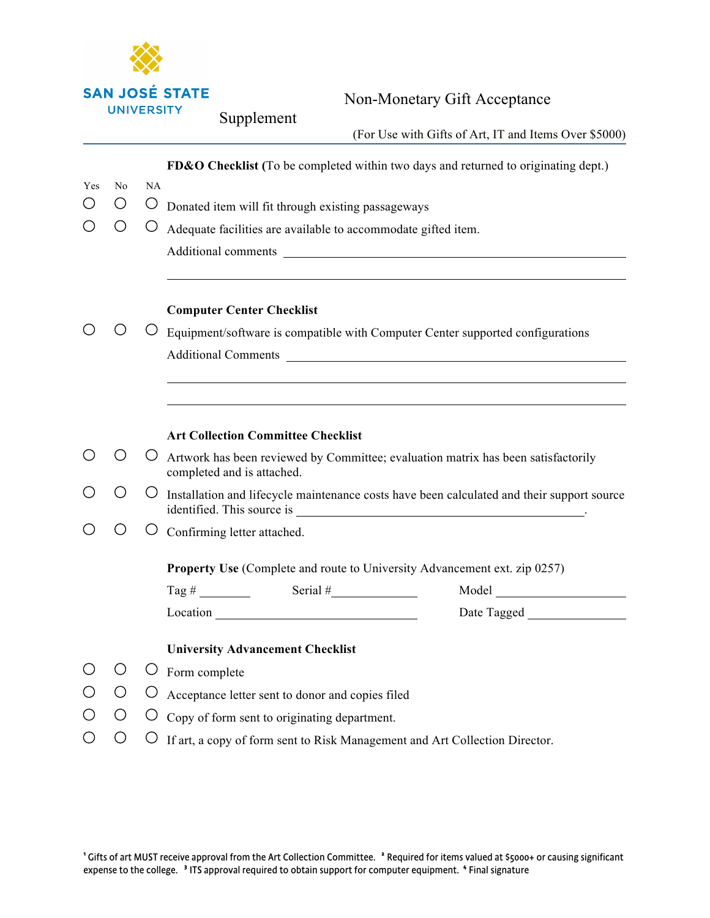SAN JOSÉ STATE UNIVERSITY

# Non-Monetary Gift Acceptance Supplement

(For Use with Gifts of Art, IT and Items Over $5000)

**FD&O Checklist (**To be completed within two days and returned to originating dept.)

| Yes | No | NA | |
|---|---|---|---|
| ○ | ○ | ○ | Donated item will fit through existing passageways |
| ○ | ○ | ○ | Adequate facilities are available to accommodate gifted item. |

Additional comments ____________________________________________

____________________________________________

**Computer Center Checklist**

| Yes | No | NA | |
|---|---|---|---|
| ○ | ○ | ○ | Equipment/software is compatible with Computer Center supported configurations |

Additional Comments ____________________________________________

____________________________________________

____________________________________________

**Art Collection Committee Checklist**

| Yes | No | NA | |
|---|---|---|---|
| ○ | ○ | ○ | Artwork has been reviewed by Committee; evaluation matrix has been satisfactorily completed and is attached. |
| ○ | ○ | ○ | Installation and lifecycle maintenance costs have been calculated and their support source identified. This source is ______________________________. |
| ○ | ○ | ○ | Confirming letter attached. |

**Property Use** (Complete and route to University Advancement ext. zip 0257)

Tag # ________ Serial # ____________ Model ________________

Location ____________________________ Date Tagged ______________

**University Advancement Checklist**

| Yes | No | NA | |
|---|---|---|---|
| ○ | ○ | ○ | Form complete |
| ○ | ○ | ○ | Acceptance letter sent to donor and copies filed |
| ○ | ○ | ○ | Copy of form sent to originating department. |
| ○ | ○ | ○ | If art, a copy of form sent to Risk Management and Art Collection Director. |

[1] Gifts of art MUST receive approval from the Art Collection Committee. [2] Required for items valued at $5000+ or causing significant expense to the college. [3] ITS approval required to obtain support for computer equipment. [4] Final signature